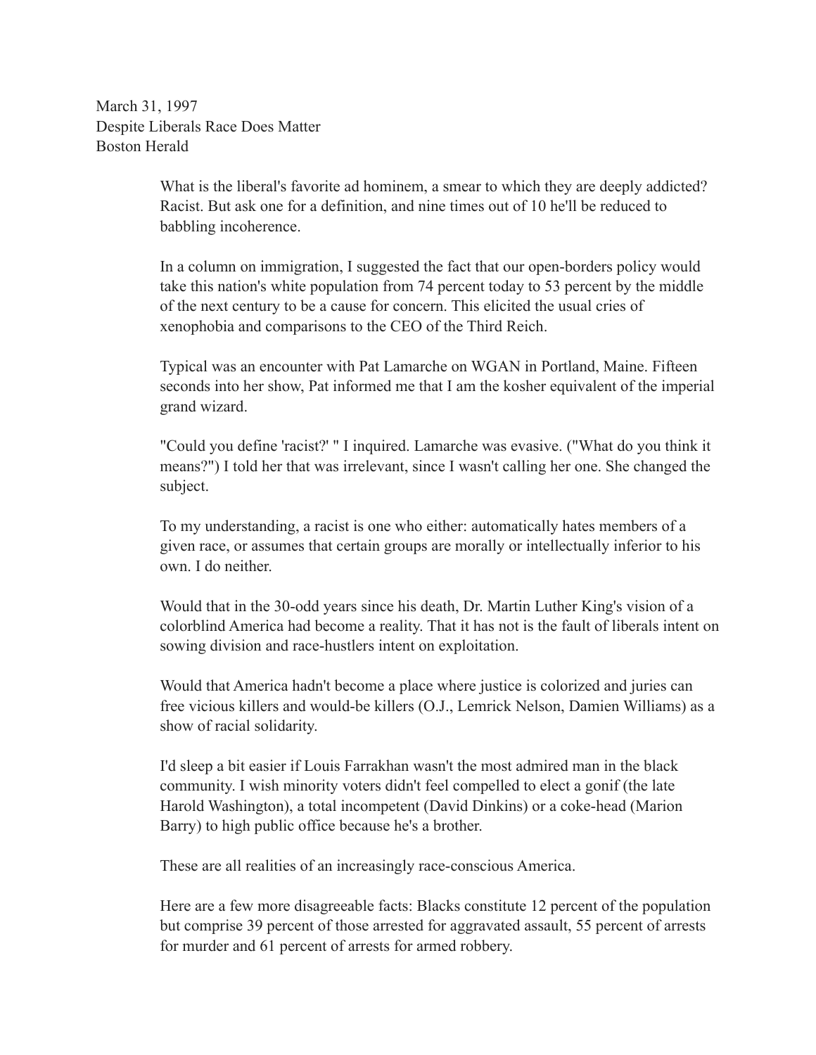March 31, 1997
Despite Liberals Race Does Matter
Boston Herald

What is the liberal's favorite ad hominem, a smear to which they are deeply addicted? Racist. But ask one for a definition, and nine times out of 10 he'll be reduced to babbling incoherence.

In a column on immigration, I suggested the fact that our open-borders policy would take this nation's white population from 74 percent today to 53 percent by the middle of the next century to be a cause for concern. This elicited the usual cries of xenophobia and comparisons to the CEO of the Third Reich.

Typical was an encounter with Pat Lamarche on WGAN in Portland, Maine. Fifteen seconds into her show, Pat informed me that I am the kosher equivalent of the imperial grand wizard.

"Could you define 'racist?' " I inquired. Lamarche was evasive. ("What do you think it means?") I told her that was irrelevant, since I wasn't calling her one. She changed the subject.

To my understanding, a racist is one who either: automatically hates members of a given race, or assumes that certain groups are morally or intellectually inferior to his own. I do neither.

Would that in the 30-odd years since his death, Dr. Martin Luther King's vision of a colorblind America had become a reality. That it has not is the fault of liberals intent on sowing division and race-hustlers intent on exploitation.

Would that America hadn't become a place where justice is colorized and juries can free vicious killers and would-be killers (O.J., Lemrick Nelson, Damien Williams) as a show of racial solidarity.

I'd sleep a bit easier if Louis Farrakhan wasn't the most admired man in the black community. I wish minority voters didn't feel compelled to elect a gonif (the late Harold Washington), a total incompetent (David Dinkins) or a coke-head (Marion Barry) to high public office because he's a brother.

These are all realities of an increasingly race-conscious America.

Here are a few more disagreeable facts: Blacks constitute 12 percent of the population but comprise 39 percent of those arrested for aggravated assault, 55 percent of arrests for murder and 61 percent of arrests for armed robbery.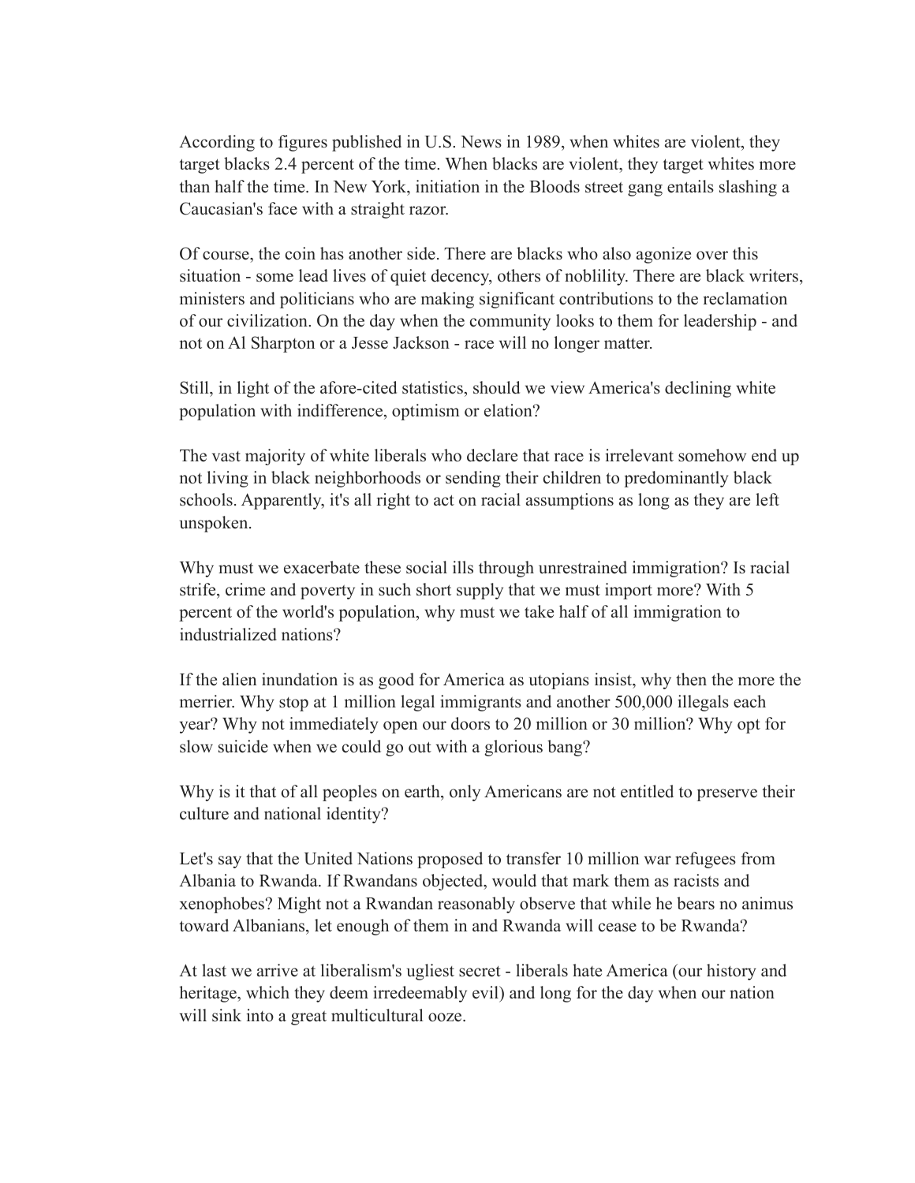According to figures published in U.S. News in 1989, when whites are violent, they target blacks 2.4 percent of the time. When blacks are violent, they target whites more than half the time. In New York, initiation in the Bloods street gang entails slashing a Caucasian's face with a straight razor.

Of course, the coin has another side. There are blacks who also agonize over this situation - some lead lives of quiet decency, others of noblility. There are black writers, ministers and politicians who are making significant contributions to the reclamation of our civilization. On the day when the community looks to them for leadership - and not on Al Sharpton or a Jesse Jackson - race will no longer matter.

Still, in light of the afore-cited statistics, should we view America's declining white population with indifference, optimism or elation?

The vast majority of white liberals who declare that race is irrelevant somehow end up not living in black neighborhoods or sending their children to predominantly black schools. Apparently, it's all right to act on racial assumptions as long as they are left unspoken.

Why must we exacerbate these social ills through unrestrained immigration? Is racial strife, crime and poverty in such short supply that we must import more? With 5 percent of the world's population, why must we take half of all immigration to industrialized nations?

If the alien inundation is as good for America as utopians insist, why then the more the merrier. Why stop at 1 million legal immigrants and another 500,000 illegals each year? Why not immediately open our doors to 20 million or 30 million? Why opt for slow suicide when we could go out with a glorious bang?

Why is it that of all peoples on earth, only Americans are not entitled to preserve their culture and national identity?

Let's say that the United Nations proposed to transfer 10 million war refugees from Albania to Rwanda. If Rwandans objected, would that mark them as racists and xenophobes? Might not a Rwandan reasonably observe that while he bears no animus toward Albanians, let enough of them in and Rwanda will cease to be Rwanda?

At last we arrive at liberalism's ugliest secret - liberals hate America (our history and heritage, which they deem irredeemably evil) and long for the day when our nation will sink into a great multicultural ooze.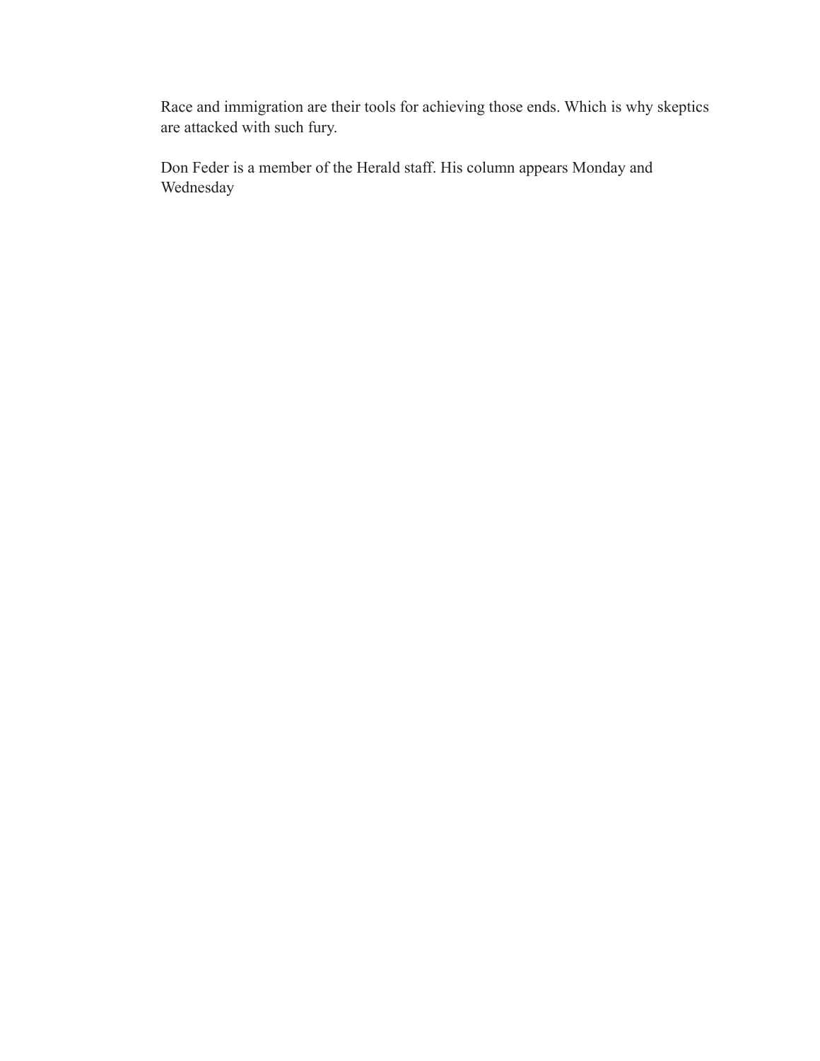Race and immigration are their tools for achieving those ends. Which is why skeptics are attacked with such fury.

Don Feder is a member of the Herald staff. His column appears Monday and Wednesday